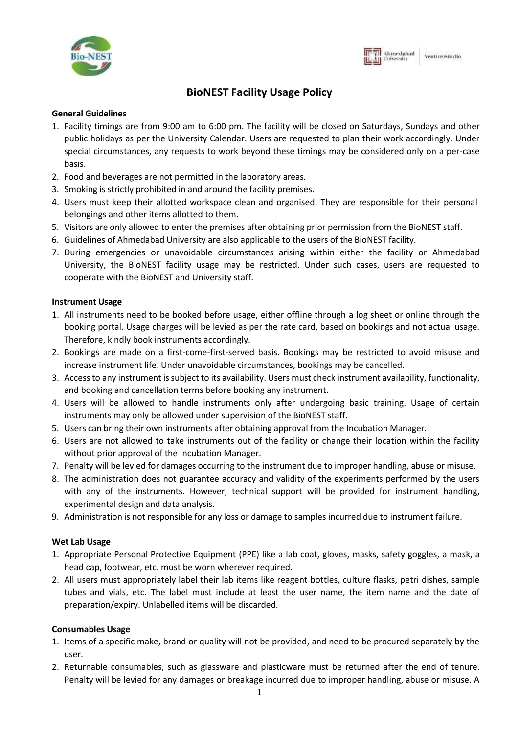# BioNEST Facility Usage Policy

**General Guidelines**

1. Facility timings are from 9:00 am to 6:00 pm. The facility will be closed on Saturdays, Sundays and other public holidays as per the University Calendar. Users are requested to plan their work accordingly. Under special circumstances, any requests to work beyond these timings may be considered only on a per-case basis.
2. Food and beverages are not permitted in the laboratory areas.
3. Smoking is strictly prohibited in and around the facility premises.
4. Users must keep their allotted workspace clean and organised. They are responsible for their personal belongings and other items allotted to them.
5. Visitors are only allowed to enter the premises after obtaining prior permission from the BioNEST staff.
6. Guidelines of Ahmedabad University are also applicable to the users of the BioNEST facility.
7. During emergencies or unavoidable circumstances arising within either the facility or Ahmedabad University, the BioNEST facility usage may be restricted. Under such cases, users are requested to cooperate with the BioNEST and University staff.

**Instrument Usage**

1. All instruments need to be booked before usage, either offline through a log sheet or online through the booking portal. Usage charges will be levied as per the rate card, based on bookings and not actual usage. Therefore, kindly book instruments accordingly.
2. Bookings are made on a first-come-first-served basis. Bookings may be restricted to avoid misuse and increase instrument life. Under unavoidable circumstances, bookings may be cancelled.
3. Access to any instrument is subject to its availability. Users must check instrument availability, functionality, and booking and cancellation terms before booking any instrument.
4. Users will be allowed to handle instruments only after undergoing basic training. Usage of certain instruments may only be allowed under supervision of the BioNEST staff.
5. Users can bring their own instruments after obtaining approval from the Incubation Manager.
6. Users are not allowed to take instruments out of the facility or change their location within the facility without prior approval of the Incubation Manager.
7. Penalty will be levied for damages occurring to the instrument due to improper handling, abuse or misuse.
8. The administration does not guarantee accuracy and validity of the experiments performed by the users with any of the instruments. However, technical support will be provided for instrument handling, experimental design and data analysis.
9. Administration is not responsible for any loss or damage to samples incurred due to instrument failure.

**Wet Lab Usage**

1. Appropriate Personal Protective Equipment (PPE) like a lab coat, gloves, masks, safety goggles, a mask, a head cap, footwear, etc. must be worn wherever required.
2. All users must appropriately label their lab items like reagent bottles, culture flasks, petri dishes, sample tubes and vials, etc. The label must include at least the user name, the item name and the date of preparation/expiry. Unlabelled items will be discarded.

**Consumables Usage**

1. Items of a specific make, brand or quality will not be provided, and need to be procured separately by the user.
2. Returnable consumables, such as glassware and plasticware must be returned after the end of tenure. Penalty will be levied for any damages or breakage incurred due to improper handling, abuse or misuse. A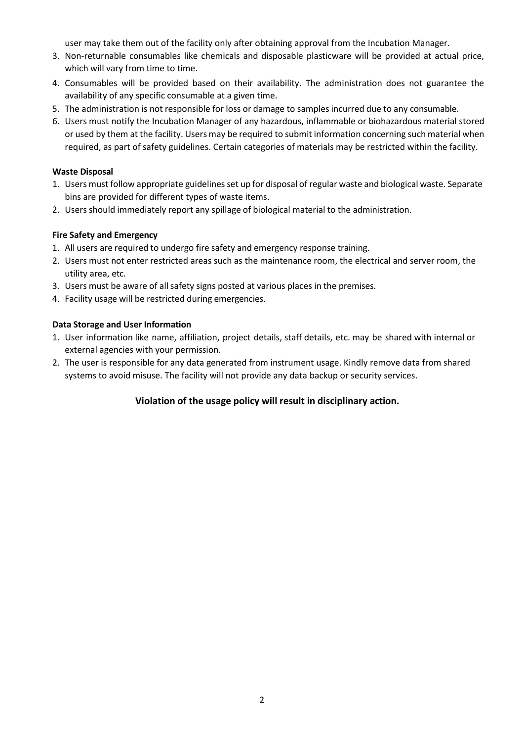user may take them out of the facility only after obtaining approval from the Incubation Manager.

3. Non-returnable consumables like chemicals and disposable plasticware will be provided at actual price, which will vary from time to time.
4. Consumables will be provided based on their availability. The administration does not guarantee the availability of any specific consumable at a given time.
5. The administration is not responsible for loss or damage to samples incurred due to any consumable.
6. Users must notify the Incubation Manager of any hazardous, inflammable or biohazardous material stored or used by them at the facility. Users may be required to submit information concerning such material when required, as part of safety guidelines. Certain categories of materials may be restricted within the facility.

**Waste Disposal**

1. Users must follow appropriate guidelines set up for disposal of regular waste and biological waste. Separate bins are provided for different types of waste items.
2. Users should immediately report any spillage of biological material to the administration.

**Fire Safety and Emergency**

1. All users are required to undergo fire safety and emergency response training.
2. Users must not enter restricted areas such as the maintenance room, the electrical and server room, the utility area, etc.
3. Users must be aware of all safety signs posted at various places in the premises.
4. Facility usage will be restricted during emergencies.

**Data Storage and User Information**

1. User information like name, affiliation, project details, staff details, etc. may be shared with internal or external agencies with your permission.
2. The user is responsible for any data generated from instrument usage. Kindly remove data from shared systems to avoid misuse. The facility will not provide any data backup or security services.

**Violation of the usage policy will result in disciplinary action.**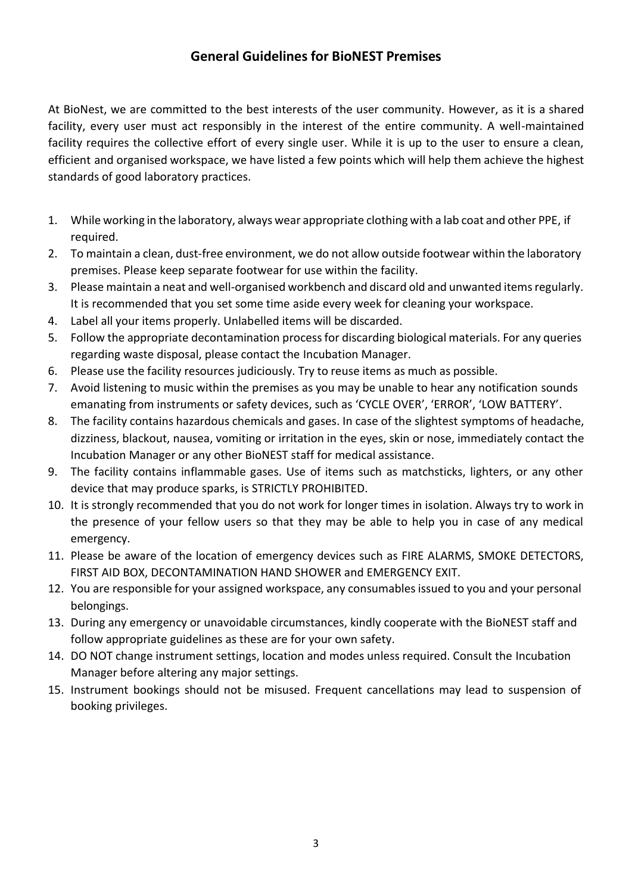## General Guidelines for BioNEST Premises

At BioNest, we are committed to the best interests of the user community. However, as it is a shared facility, every user must act responsibly in the interest of the entire community. A well-maintained facility requires the collective effort of every single user. While it is up to the user to ensure a clean, efficient and organised workspace, we have listed a few points which will help them achieve the highest standards of good laboratory practices.

1. While working in the laboratory, always wear appropriate clothing with a lab coat and other PPE, if required.
2. To maintain a clean, dust-free environment, we do not allow outside footwear within the laboratory premises. Please keep separate footwear for use within the facility.
3. Please maintain a neat and well-organised workbench and discard old and unwanted items regularly. It is recommended that you set some time aside every week for cleaning your workspace.
4. Label all your items properly. Unlabelled items will be discarded.
5. Follow the appropriate decontamination process for discarding biological materials. For any queries regarding waste disposal, please contact the Incubation Manager.
6. Please use the facility resources judiciously. Try to reuse items as much as possible.
7. Avoid listening to music within the premises as you may be unable to hear any notification sounds emanating from instruments or safety devices, such as 'CYCLE OVER', 'ERROR', 'LOW BATTERY'.
8. The facility contains hazardous chemicals and gases. In case of the slightest symptoms of headache, dizziness, blackout, nausea, vomiting or irritation in the eyes, skin or nose, immediately contact the Incubation Manager or any other BioNEST staff for medical assistance.
9. The facility contains inflammable gases. Use of items such as matchsticks, lighters, or any other device that may produce sparks, is STRICTLY PROHIBITED.
10. It is strongly recommended that you do not work for longer times in isolation. Always try to work in the presence of your fellow users so that they may be able to help you in case of any medical emergency.
11. Please be aware of the location of emergency devices such as FIRE ALARMS, SMOKE DETECTORS, FIRST AID BOX, DECONTAMINATION HAND SHOWER and EMERGENCY EXIT.
12. You are responsible for your assigned workspace, any consumables issued to you and your personal belongings.
13. During any emergency or unavoidable circumstances, kindly cooperate with the BioNEST staff and follow appropriate guidelines as these are for your own safety.
14. DO NOT change instrument settings, location and modes unless required. Consult the Incubation Manager before altering any major settings.
15. Instrument bookings should not be misused. Frequent cancellations may lead to suspension of booking privileges.